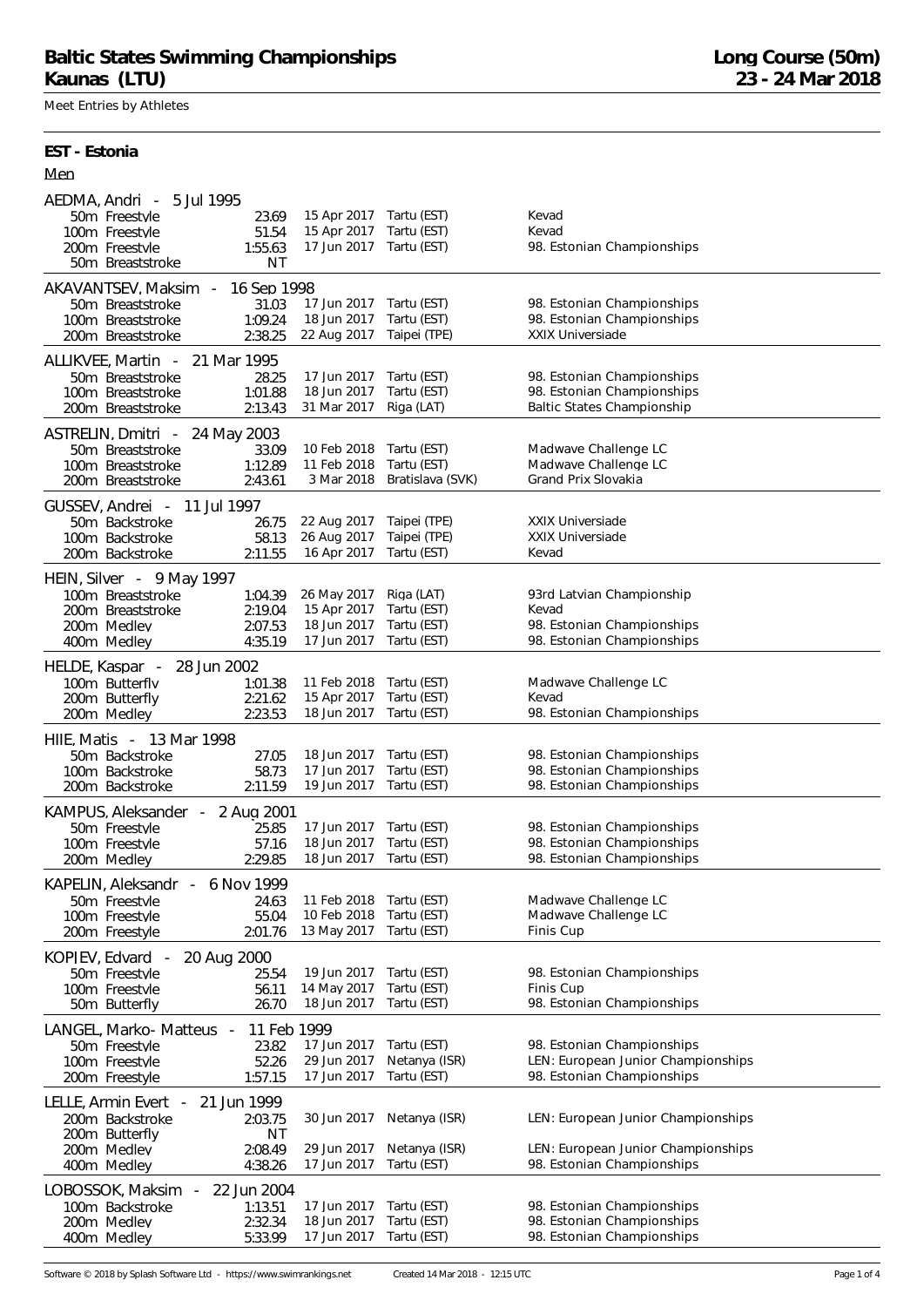# Baltic States Swimming Championships
# Kaunas (LTU)

**Long Course (50m)**
**23 - 24 Mar 2018**

Meet Entries by Athletes

## EST - Estonia

Men

**AEDMA, Andri - 5 Jul 1995**

| Event | Time | Date | Place | Meet |
|---|---|---|---|---|
| 50m Freestyle | 23.69 | 15 Apr 2017 | Tartu (EST) | Kevad |
| 100m Freestyle | 51.54 | 15 Apr 2017 | Tartu (EST) | Kevad |
| 200m Freestyle | 1:55.63 | 17 Jun 2017 | Tartu (EST) | 98. Estonian Championships |
| 50m Breaststroke | NT | | | |

**AKAVANTSEV, Maksim - 16 Sep 1998**

| Event | Time | Date | Place | Meet |
|---|---|---|---|---|
| 50m Breaststroke | 31.03 | 17 Jun 2017 | Tartu (EST) | 98. Estonian Championships |
| 100m Breaststroke | 1:09.24 | 18 Jun 2017 | Tartu (EST) | 98. Estonian Championships |
| 200m Breaststroke | 2:38.25 | 22 Aug 2017 | Taipei (TPE) | XXIX Universiade |

**ALLIKVEE, Martin - 21 Mar 1995**

| Event | Time | Date | Place | Meet |
|---|---|---|---|---|
| 50m Breaststroke | 28.25 | 17 Jun 2017 | Tartu (EST) | 98. Estonian Championships |
| 100m Breaststroke | 1:01.88 | 18 Jun 2017 | Tartu (EST) | 98. Estonian Championships |
| 200m Breaststroke | 2:13.43 | 31 Mar 2017 | Riga (LAT) | Baltic States Championship |

**ASTRELIN, Dmitri - 24 May 2003**

| Event | Time | Date | Place | Meet |
|---|---|---|---|---|
| 50m Breaststroke | 33.09 | 10 Feb 2018 | Tartu (EST) | Madwave Challenge LC |
| 100m Breaststroke | 1:12.89 | 11 Feb 2018 | Tartu (EST) | Madwave Challenge LC |
| 200m Breaststroke | 2:43.61 | 3 Mar 2018 | Bratislava (SVK) | Grand Prix Slovakia |

**GUSSEV, Andrei - 11 Jul 1997**

| Event | Time | Date | Place | Meet |
|---|---|---|---|---|
| 50m Backstroke | 26.75 | 22 Aug 2017 | Taipei (TPE) | XXIX Universiade |
| 100m Backstroke | 58.13 | 26 Aug 2017 | Taipei (TPE) | XXIX Universiade |
| 200m Backstroke | 2:11.55 | 16 Apr 2017 | Tartu (EST) | Kevad |

**HEIN, Silver - 9 May 1997**

| Event | Time | Date | Place | Meet |
|---|---|---|---|---|
| 100m Breaststroke | 1:04.39 | 26 May 2017 | Riga (LAT) | 93rd Latvian Championship |
| 200m Breaststroke | 2:19.04 | 15 Apr 2017 | Tartu (EST) | Kevad |
| 200m Medley | 2:07.53 | 18 Jun 2017 | Tartu (EST) | 98. Estonian Championships |
| 400m Medley | 4:35.19 | 17 Jun 2017 | Tartu (EST) | 98. Estonian Championships |

**HELDE, Kaspar - 28 Jun 2002**

| Event | Time | Date | Place | Meet |
|---|---|---|---|---|
| 100m Butterfly | 1:01.38 | 11 Feb 2018 | Tartu (EST) | Madwave Challenge LC |
| 200m Butterfly | 2:21.62 | 15 Apr 2017 | Tartu (EST) | Kevad |
| 200m Medley | 2:23.53 | 18 Jun 2017 | Tartu (EST) | 98. Estonian Championships |

**HIIE, Matis - 13 Mar 1998**

| Event | Time | Date | Place | Meet |
|---|---|---|---|---|
| 50m Backstroke | 27.05 | 18 Jun 2017 | Tartu (EST) | 98. Estonian Championships |
| 100m Backstroke | 58.73 | 17 Jun 2017 | Tartu (EST) | 98. Estonian Championships |
| 200m Backstroke | 2:11.59 | 19 Jun 2017 | Tartu (EST) | 98. Estonian Championships |

**KAMPUS, Aleksander - 2 Aug 2001**

| Event | Time | Date | Place | Meet |
|---|---|---|---|---|
| 50m Freestyle | 25.85 | 17 Jun 2017 | Tartu (EST) | 98. Estonian Championships |
| 100m Freestyle | 57.16 | 18 Jun 2017 | Tartu (EST) | 98. Estonian Championships |
| 200m Medley | 2:29.85 | 18 Jun 2017 | Tartu (EST) | 98. Estonian Championships |

**KAPELIN, Aleksandr - 6 Nov 1999**

| Event | Time | Date | Place | Meet |
|---|---|---|---|---|
| 50m Freestyle | 24.63 | 11 Feb 2018 | Tartu (EST) | Madwave Challenge LC |
| 100m Freestyle | 55.04 | 10 Feb 2018 | Tartu (EST) | Madwave Challenge LC |
| 200m Freestyle | 2:01.76 | 13 May 2017 | Tartu (EST) | Finis Cup |

**KOPIEV, Edvard - 20 Aug 2000**

| Event | Time | Date | Place | Meet |
|---|---|---|---|---|
| 50m Freestyle | 25.54 | 19 Jun 2017 | Tartu (EST) | 98. Estonian Championships |
| 100m Freestyle | 56.11 | 14 May 2017 | Tartu (EST) | Finis Cup |
| 50m Butterfly | 26.70 | 18 Jun 2017 | Tartu (EST) | 98. Estonian Championships |

**LANGEL, Marko- Matteus - 11 Feb 1999**

| Event | Time | Date | Place | Meet |
|---|---|---|---|---|
| 50m Freestyle | 23.82 | 17 Jun 2017 | Tartu (EST) | 98. Estonian Championships |
| 100m Freestyle | 52.26 | 29 Jun 2017 | Netanya (ISR) | LEN: European Junior Championships |
| 200m Freestyle | 1:57.15 | 17 Jun 2017 | Tartu (EST) | 98. Estonian Championships |

**LELLE, Armin Evert - 21 Jun 1999**

| Event | Time | Date | Place | Meet |
|---|---|---|---|---|
| 200m Backstroke | 2:03.75 | 30 Jun 2017 | Netanya (ISR) | LEN: European Junior Championships |
| 200m Butterfly | NT | | | |
| 200m Medley | 2:08.49 | 29 Jun 2017 | Netanya (ISR) | LEN: European Junior Championships |
| 400m Medley | 4:38.26 | 17 Jun 2017 | Tartu (EST) | 98. Estonian Championships |

**LOBOSSOK, Maksim - 22 Jun 2004**

| Event | Time | Date | Place | Meet |
|---|---|---|---|---|
| 100m Backstroke | 1:13.51 | 17 Jun 2017 | Tartu (EST) | 98. Estonian Championships |
| 200m Medley | 2:32.34 | 18 Jun 2017 | Tartu (EST) | 98. Estonian Championships |
| 400m Medley | 5:33.99 | 17 Jun 2017 | Tartu (EST) | 98. Estonian Championships |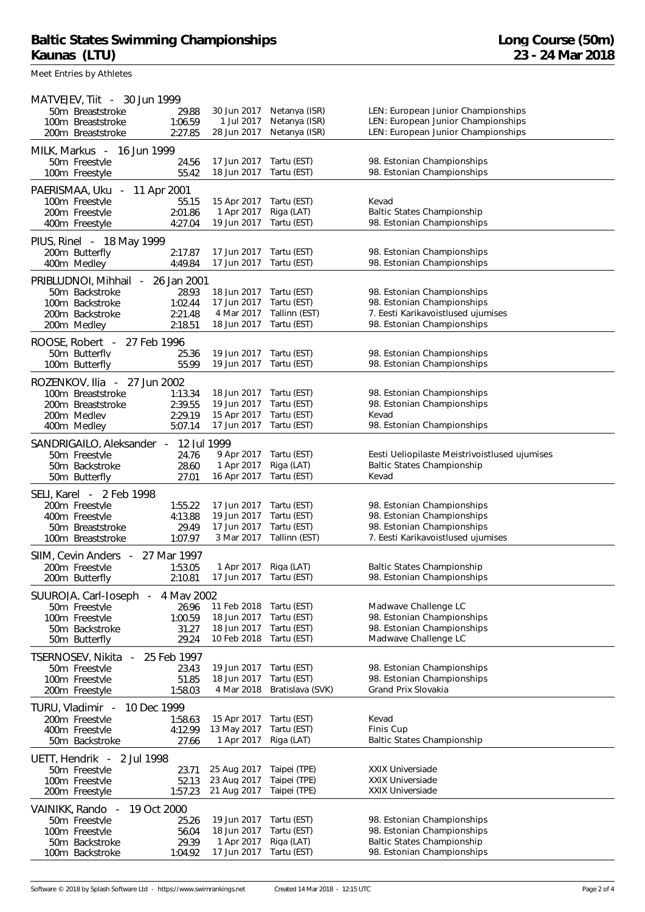# Baltic States Swimming Championships
# Kaunas (LTU)

**Long Course (50m)**
**23 - 24 Mar 2018**

Meet Entries by Athletes

**MATVEJEV, Tiit - 30 Jun 1999**

| Event | Time | Date | Place | Meet |
|---|---|---|---|---|
| 50m Breaststroke | 29.88 | 30 Jun 2017 | Netanya (ISR) | LEN: European Junior Championships |
| 100m Breaststroke | 1:06.59 | 1 Jul 2017 | Netanya (ISR) | LEN: European Junior Championships |
| 200m Breaststroke | 2:27.85 | 28 Jun 2017 | Netanya (ISR) | LEN: European Junior Championships |

**MILK, Markus - 16 Jun 1999**

| Event | Time | Date | Place | Meet |
|---|---|---|---|---|
| 50m Freestyle | 24.56 | 17 Jun 2017 | Tartu (EST) | 98. Estonian Championships |
| 100m Freestyle | 55.42 | 18 Jun 2017 | Tartu (EST) | 98. Estonian Championships |

**PAERISMAA, Uku - 11 Apr 2001**

| Event | Time | Date | Place | Meet |
|---|---|---|---|---|
| 100m Freestyle | 55.15 | 15 Apr 2017 | Tartu (EST) | Kevad |
| 200m Freestyle | 2:01.86 | 1 Apr 2017 | Riga (LAT) | Baltic States Championship |
| 400m Freestyle | 4:27.04 | 19 Jun 2017 | Tartu (EST) | 98. Estonian Championships |

**PIUS, Rinel - 18 May 1999**

| Event | Time | Date | Place | Meet |
|---|---|---|---|---|
| 200m Butterfly | 2:17.87 | 17 Jun 2017 | Tartu (EST) | 98. Estonian Championships |
| 400m Medley | 4:49.84 | 17 Jun 2017 | Tartu (EST) | 98. Estonian Championships |

**PRIBLUDNOI, Mihhail - 26 Jan 2001**

| Event | Time | Date | Place | Meet |
|---|---|---|---|---|
| 50m Backstroke | 28.93 | 18 Jun 2017 | Tartu (EST) | 98. Estonian Championships |
| 100m Backstroke | 1:02.44 | 17 Jun 2017 | Tartu (EST) | 98. Estonian Championships |
| 200m Backstroke | 2:21.48 | 4 Mar 2017 | Tallinn (EST) | 7. Eesti Karikavoistlused ujumises |
| 200m Medley | 2:18.51 | 18 Jun 2017 | Tartu (EST) | 98. Estonian Championships |

**ROOSE, Robert - 27 Feb 1996**

| Event | Time | Date | Place | Meet |
|---|---|---|---|---|
| 50m Butterfly | 25.36 | 19 Jun 2017 | Tartu (EST) | 98. Estonian Championships |
| 100m Butterfly | 55.99 | 19 Jun 2017 | Tartu (EST) | 98. Estonian Championships |

**ROZENKOV, Ilja - 27 Jun 2002**

| Event | Time | Date | Place | Meet |
|---|---|---|---|---|
| 100m Breaststroke | 1:13.34 | 18 Jun 2017 | Tartu (EST) | 98. Estonian Championships |
| 200m Breaststroke | 2:39.55 | 19 Jun 2017 | Tartu (EST) | 98. Estonian Championships |
| 200m Medley | 2:29.19 | 15 Apr 2017 | Tartu (EST) | Kevad |
| 400m Medley | 5:07.14 | 17 Jun 2017 | Tartu (EST) | 98. Estonian Championships |

**SANDRIGAILO, Aleksander - 12 Jul 1999**

| Event | Time | Date | Place | Meet |
|---|---|---|---|---|
| 50m Freestyle | 24.76 | 9 Apr 2017 | Tartu (EST) | Eesti Ueliopilaste Meistrivoistlused ujumises |
| 50m Backstroke | 28.60 | 1 Apr 2017 | Riga (LAT) | Baltic States Championship |
| 50m Butterfly | 27.01 | 16 Apr 2017 | Tartu (EST) | Kevad |

**SELI, Karel - 2 Feb 1998**

| Event | Time | Date | Place | Meet |
|---|---|---|---|---|
| 200m Freestyle | 1:55.22 | 17 Jun 2017 | Tartu (EST) | 98. Estonian Championships |
| 400m Freestyle | 4:13.88 | 19 Jun 2017 | Tartu (EST) | 98. Estonian Championships |
| 50m Breaststroke | 29.49 | 17 Jun 2017 | Tartu (EST) | 98. Estonian Championships |
| 100m Breaststroke | 1:07.97 | 3 Mar 2017 | Tallinn (EST) | 7. Eesti Karikavoistlused ujumises |

**SIIM, Cevin Anders - 27 Mar 1997**

| Event | Time | Date | Place | Meet |
|---|---|---|---|---|
| 200m Freestyle | 1:53.05 | 1 Apr 2017 | Riga (LAT) | Baltic States Championship |
| 200m Butterfly | 2:10.81 | 17 Jun 2017 | Tartu (EST) | 98. Estonian Championships |

**SUUROJA, Carl-Joseph - 4 May 2002**

| Event | Time | Date | Place | Meet |
|---|---|---|---|---|
| 50m Freestyle | 26.96 | 11 Feb 2018 | Tartu (EST) | Madwave Challenge LC |
| 100m Freestyle | 1:00.59 | 18 Jun 2017 | Tartu (EST) | 98. Estonian Championships |
| 50m Backstroke | 31.27 | 18 Jun 2017 | Tartu (EST) | 98. Estonian Championships |
| 50m Butterfly | 29.24 | 10 Feb 2018 | Tartu (EST) | Madwave Challenge LC |

**TSERNOSEV, Nikita - 25 Feb 1997**

| Event | Time | Date | Place | Meet |
|---|---|---|---|---|
| 50m Freestyle | 23.43 | 19 Jun 2017 | Tartu (EST) | 98. Estonian Championships |
| 100m Freestyle | 51.85 | 18 Jun 2017 | Tartu (EST) | 98. Estonian Championships |
| 200m Freestyle | 1:58.03 | 4 Mar 2018 | Bratislava (SVK) | Grand Prix Slovakia |

**TURU, Vladimir - 10 Dec 1999**

| Event | Time | Date | Place | Meet |
|---|---|---|---|---|
| 200m Freestyle | 1:58.63 | 15 Apr 2017 | Tartu (EST) | Kevad |
| 400m Freestyle | 4:12.99 | 13 May 2017 | Tartu (EST) | Finis Cup |
| 50m Backstroke | 27.66 | 1 Apr 2017 | Riga (LAT) | Baltic States Championship |

**UETT, Hendrik - 2 Jul 1998**

| Event | Time | Date | Place | Meet |
|---|---|---|---|---|
| 50m Freestyle | 23.71 | 25 Aug 2017 | Taipei (TPE) | XXIX Universiade |
| 100m Freestyle | 52.13 | 23 Aug 2017 | Taipei (TPE) | XXIX Universiade |
| 200m Freestyle | 1:57.23 | 21 Aug 2017 | Taipei (TPE) | XXIX Universiade |

**VAINIKK, Rando - 19 Oct 2000**

| Event | Time | Date | Place | Meet |
|---|---|---|---|---|
| 50m Freestyle | 25.26 | 19 Jun 2017 | Tartu (EST) | 98. Estonian Championships |
| 100m Freestyle | 56.04 | 18 Jun 2017 | Tartu (EST) | 98. Estonian Championships |
| 50m Backstroke | 29.39 | 1 Apr 2017 | Riga (LAT) | Baltic States Championship |
| 100m Backstroke | 1:04.92 | 17 Jun 2017 | Tartu (EST) | 98. Estonian Championships |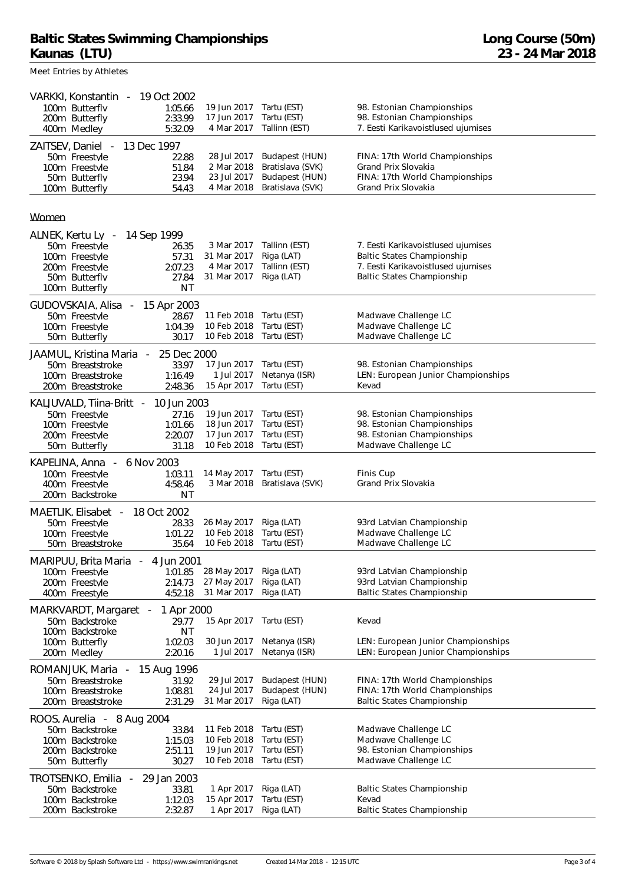# Baltic States Swimming Championships
# Kaunas (LTU)

**Long Course (50m)**
**23 - 24 Mar 2018**

Meet Entries by Athletes

**VARKKI, Konstantin - 19 Oct 2002**

| Event | Time | Date | Place | Meet |
|---|---|---|---|---|
| 100m Butterfly | 1:05.66 | 19 Jun 2017 | Tartu (EST) | 98. Estonian Championships |
| 200m Butterfly | 2:33.99 | 17 Jun 2017 | Tartu (EST) | 98. Estonian Championships |
| 400m Medley | 5:32.09 | 4 Mar 2017 | Tallinn (EST) | 7. Eesti Karikavoistlused ujumises |

**ZAITSEV, Daniel - 13 Dec 1997**

| Event | Time | Date | Place | Meet |
|---|---|---|---|---|
| 50m Freestyle | 22.88 | 28 Jul 2017 | Budapest (HUN) | FINA: 17th World Championships |
| 100m Freestyle | 51.84 | 2 Mar 2018 | Bratislava (SVK) | Grand Prix Slovakia |
| 50m Butterfly | 23.94 | 23 Jul 2017 | Budapest (HUN) | FINA: 17th World Championships |
| 100m Butterfly | 54.43 | 4 Mar 2018 | Bratislava (SVK) | Grand Prix Slovakia |

## Women

**ALNEK, Kertu Ly - 14 Sep 1999**

| Event | Time | Date | Place | Meet |
|---|---|---|---|---|
| 50m Freestyle | 26.35 | 3 Mar 2017 | Tallinn (EST) | 7. Eesti Karikavoistlused ujumises |
| 100m Freestyle | 57.31 | 31 Mar 2017 | Riga (LAT) | Baltic States Championship |
| 200m Freestyle | 2:07.23 | 4 Mar 2017 | Tallinn (EST) | 7. Eesti Karikavoistlused ujumises |
| 50m Butterfly | 27.84 | 31 Mar 2017 | Riga (LAT) | Baltic States Championship |
| 100m Butterfly | NT | | | |

**GUDOVSKAIA, Alisa - 15 Apr 2003**

| Event | Time | Date | Place | Meet |
|---|---|---|---|---|
| 50m Freestyle | 28.67 | 11 Feb 2018 | Tartu (EST) | Madwave Challenge LC |
| 100m Freestyle | 1:04.39 | 10 Feb 2018 | Tartu (EST) | Madwave Challenge LC |
| 50m Butterfly | 30.17 | 10 Feb 2018 | Tartu (EST) | Madwave Challenge LC |

**JAAMUL, Kristina Maria - 25 Dec 2000**

| Event | Time | Date | Place | Meet |
|---|---|---|---|---|
| 50m Breaststroke | 33.97 | 17 Jun 2017 | Tartu (EST) | 98. Estonian Championships |
| 100m Breaststroke | 1:16.49 | 1 Jul 2017 | Netanya (ISR) | LEN: European Junior Championships |
| 200m Breaststroke | 2:48.36 | 15 Apr 2017 | Tartu (EST) | Kevad |

**KALJUVALD, Tiina-Britt - 10 Jun 2003**

| Event | Time | Date | Place | Meet |
|---|---|---|---|---|
| 50m Freestyle | 27.16 | 19 Jun 2017 | Tartu (EST) | 98. Estonian Championships |
| 100m Freestyle | 1:01.66 | 18 Jun 2017 | Tartu (EST) | 98. Estonian Championships |
| 200m Freestyle | 2:20.07 | 17 Jun 2017 | Tartu (EST) | 98. Estonian Championships |
| 50m Butterfly | 31.18 | 10 Feb 2018 | Tartu (EST) | Madwave Challenge LC |

**KAPELINA, Anna - 6 Nov 2003**

| Event | Time | Date | Place | Meet |
|---|---|---|---|---|
| 100m Freestyle | 1:03.11 | 14 May 2017 | Tartu (EST) | Finis Cup |
| 400m Freestyle | 4:58.46 | 3 Mar 2018 | Bratislava (SVK) | Grand Prix Slovakia |
| 200m Backstroke | NT | | | |

**MAETLIK, Elisabet - 18 Oct 2002**

| Event | Time | Date | Place | Meet |
|---|---|---|---|---|
| 50m Freestyle | 28.33 | 26 May 2017 | Riga (LAT) | 93rd Latvian Championship |
| 100m Freestyle | 1:01.22 | 10 Feb 2018 | Tartu (EST) | Madwave Challenge LC |
| 50m Breaststroke | 35.64 | 10 Feb 2018 | Tartu (EST) | Madwave Challenge LC |

**MARIPUU, Brita Maria - 4 Jun 2001**

| Event | Time | Date | Place | Meet |
|---|---|---|---|---|
| 100m Freestyle | 1:01.85 | 28 May 2017 | Riga (LAT) | 93rd Latvian Championship |
| 200m Freestyle | 2:14.73 | 27 May 2017 | Riga (LAT) | 93rd Latvian Championship |
| 400m Freestyle | 4:52.18 | 31 Mar 2017 | Riga (LAT) | Baltic States Championship |

**MARKVARDT, Margaret - 1 Apr 2000**

| Event | Time | Date | Place | Meet |
|---|---|---|---|---|
| 50m Backstroke | 29.77 | 15 Apr 2017 | Tartu (EST) | Kevad |
| 100m Backstroke | NT | | | |
| 100m Butterfly | 1:02.03 | 30 Jun 2017 | Netanya (ISR) | LEN: European Junior Championships |
| 200m Medley | 2:20.16 | 1 Jul 2017 | Netanya (ISR) | LEN: European Junior Championships |

**ROMANJUK, Maria - 15 Aug 1996**

| Event | Time | Date | Place | Meet |
|---|---|---|---|---|
| 50m Breaststroke | 31.92 | 29 Jul 2017 | Budapest (HUN) | FINA: 17th World Championships |
| 100m Breaststroke | 1:08.81 | 24 Jul 2017 | Budapest (HUN) | FINA: 17th World Championships |
| 200m Breaststroke | 2:31.29 | 31 Mar 2017 | Riga (LAT) | Baltic States Championship |

**ROOS, Aurelia - 8 Aug 2004**

| Event | Time | Date | Place | Meet |
|---|---|---|---|---|
| 50m Backstroke | 33.84 | 11 Feb 2018 | Tartu (EST) | Madwave Challenge LC |
| 100m Backstroke | 1:15.03 | 10 Feb 2018 | Tartu (EST) | Madwave Challenge LC |
| 200m Backstroke | 2:51.11 | 19 Jun 2017 | Tartu (EST) | 98. Estonian Championships |
| 50m Butterfly | 30.27 | 10 Feb 2018 | Tartu (EST) | Madwave Challenge LC |

**TROTSENKO, Emilia - 29 Jan 2003**

| Event | Time | Date | Place | Meet |
|---|---|---|---|---|
| 50m Backstroke | 33.81 | 1 Apr 2017 | Riga (LAT) | Baltic States Championship |
| 100m Backstroke | 1:12.03 | 15 Apr 2017 | Tartu (EST) | Kevad |
| 200m Backstroke | 2:32.87 | 1 Apr 2017 | Riga (LAT) | Baltic States Championship |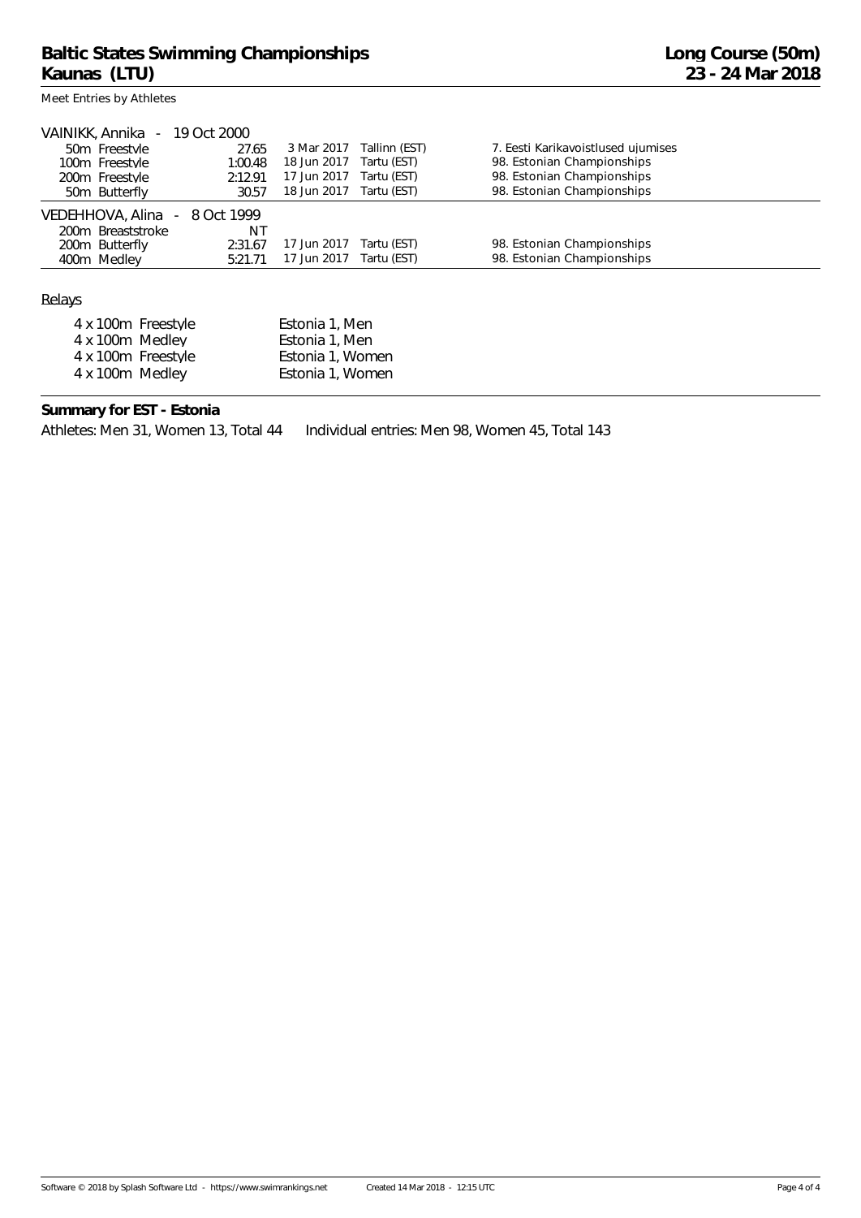Baltic States Swimming Championships
Kaunas (LTU)

Long Course (50m)
23 - 24 Mar 2018

Meet Entries by Athletes

VAINIKK, Annika - 19 Oct 2000

| | | | | |
|---|---|---|---|---|
| 50m Freestyle | 27.65 | 3 Mar 2017 | Tallinn (EST) | 7. Eesti Karikavoistlused ujumises |
| 100m Freestyle | 1:00.48 | 18 Jun 2017 | Tartu (EST) | 98. Estonian Championships |
| 200m Freestyle | 2:12.91 | 17 Jun 2017 | Tartu (EST) | 98. Estonian Championships |
| 50m Butterfly | 30.57 | 18 Jun 2017 | Tartu (EST) | 98. Estonian Championships |

VEDEHHOVA, Alina - 8 Oct 1999

| | | | | |
|---|---|---|---|---|
| 200m Breaststroke | NT | | | |
| 200m Butterfly | 2:31.67 | 17 Jun 2017 | Tartu (EST) | 98. Estonian Championships |
| 400m Medley | 5:21.71 | 17 Jun 2017 | Tartu (EST) | 98. Estonian Championships |

Relays

| | |
|---|---|
| 4 x 100m Freestyle | Estonia 1, Men |
| 4 x 100m Medley | Estonia 1, Men |
| 4 x 100m Freestyle | Estonia 1, Women |
| 4 x 100m Medley | Estonia 1, Women |

**Summary for EST - Estonia**

Athletes: Men 31, Women 13, Total 44    Individual entries: Men 98, Women 45, Total 143